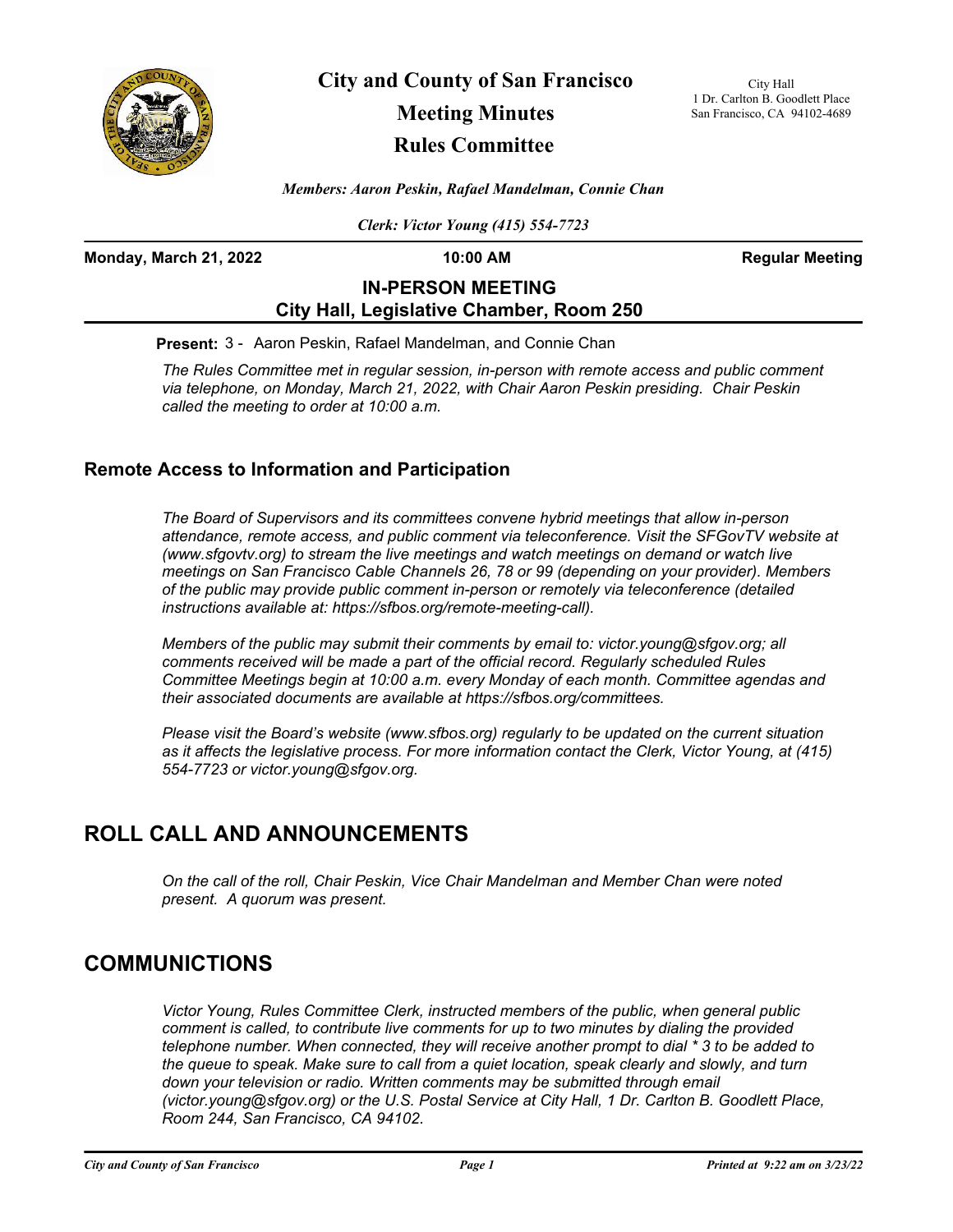# City and County of San Francisco
# Meeting Minutes
# Rules Committee

City Hall
1 Dr. Carlton B. Goodlett Place
San Francisco, CA 94102-4689

***Members: Aaron Peskin, Rafael Mandelman, Connie Chan***

***Clerk: Victor Young (415) 554-7723***

**Monday, March 21, 2022** | **10:00 AM** | **Regular Meeting**

**IN-PERSON MEETING**
**City Hall, Legislative Chamber, Room 250**

**Present:** 3 - Aaron Peskin, Rafael Mandelman, and Connie Chan

*The Rules Committee met in regular session, in-person with remote access and public comment via telephone, on Monday, March 21, 2022, with Chair Aaron Peskin presiding. Chair Peskin called the meeting to order at 10:00 a.m.*

### Remote Access to Information and Participation

*The Board of Supervisors and its committees convene hybrid meetings that allow in-person attendance, remote access, and public comment via teleconference. Visit the SFGovTV website at (www.sfgovtv.org) to stream the live meetings and watch meetings on demand or watch live meetings on San Francisco Cable Channels 26, 78 or 99 (depending on your provider). Members of the public may provide public comment in-person or remotely via teleconference (detailed instructions available at: https://sfbos.org/remote-meeting-call).*

*Members of the public may submit their comments by email to: victor.young@sfgov.org; all comments received will be made a part of the official record. Regularly scheduled Rules Committee Meetings begin at 10:00 a.m. every Monday of each month. Committee agendas and their associated documents are available at https://sfbos.org/committees.*

*Please visit the Board's website (www.sfbos.org) regularly to be updated on the current situation as it affects the legislative process. For more information contact the Clerk, Victor Young, at (415) 554-7723 or victor.young@sfgov.org.*

## ROLL CALL AND ANNOUNCEMENTS

*On the call of the roll, Chair Peskin, Vice Chair Mandelman and Member Chan were noted present. A quorum was present.*

## COMMUNICTIONS

*Victor Young, Rules Committee Clerk, instructed members of the public, when general public comment is called, to contribute live comments for up to two minutes by dialing the provided telephone number. When connected, they will receive another prompt to dial * 3 to be added to the queue to speak. Make sure to call from a quiet location, speak clearly and slowly, and turn down your television or radio. Written comments may be submitted through email (victor.young@sfgov.org) or the U.S. Postal Service at City Hall, 1 Dr. Carlton B. Goodlett Place, Room 244, San Francisco, CA 94102.*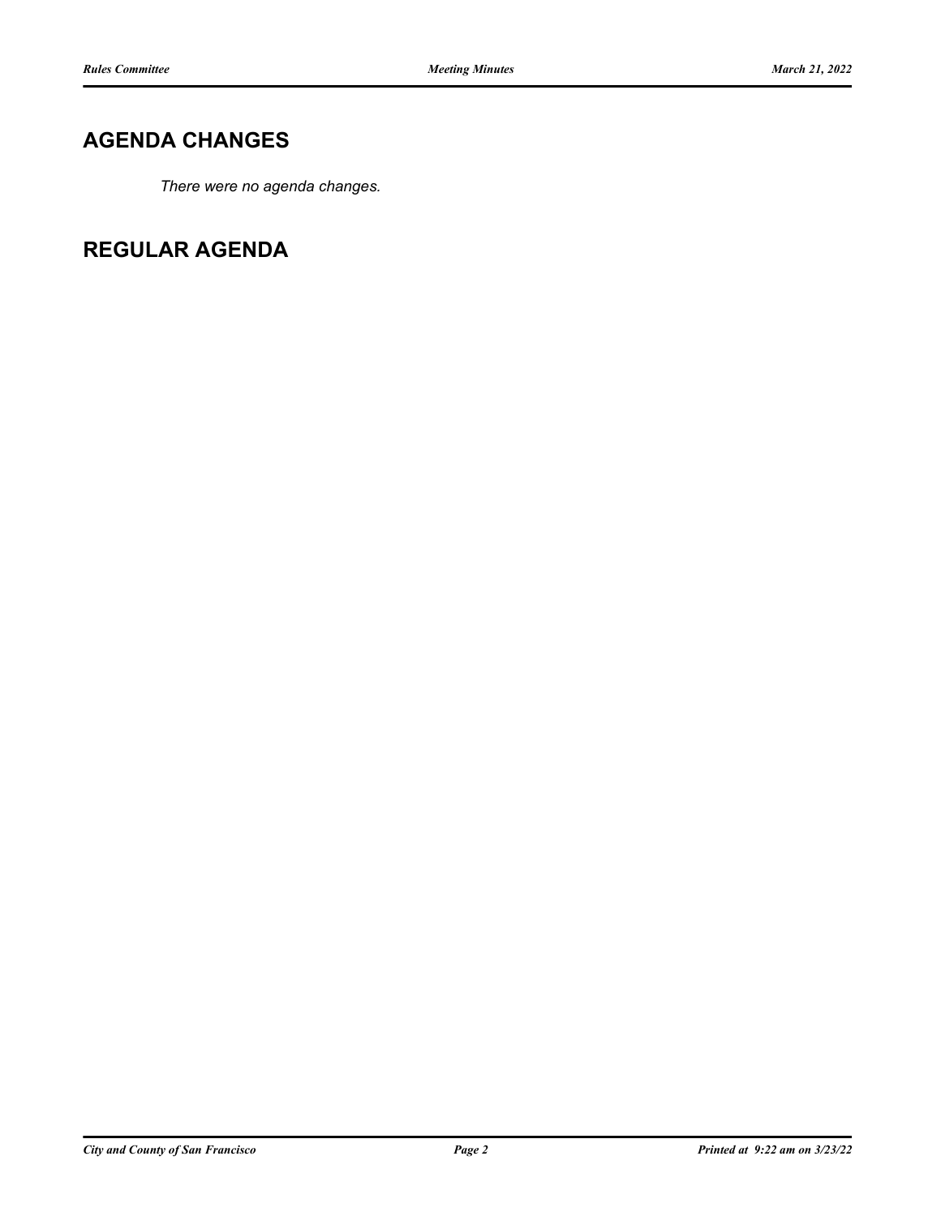## AGENDA CHANGES

*There were no agenda changes.*

## REGULAR AGENDA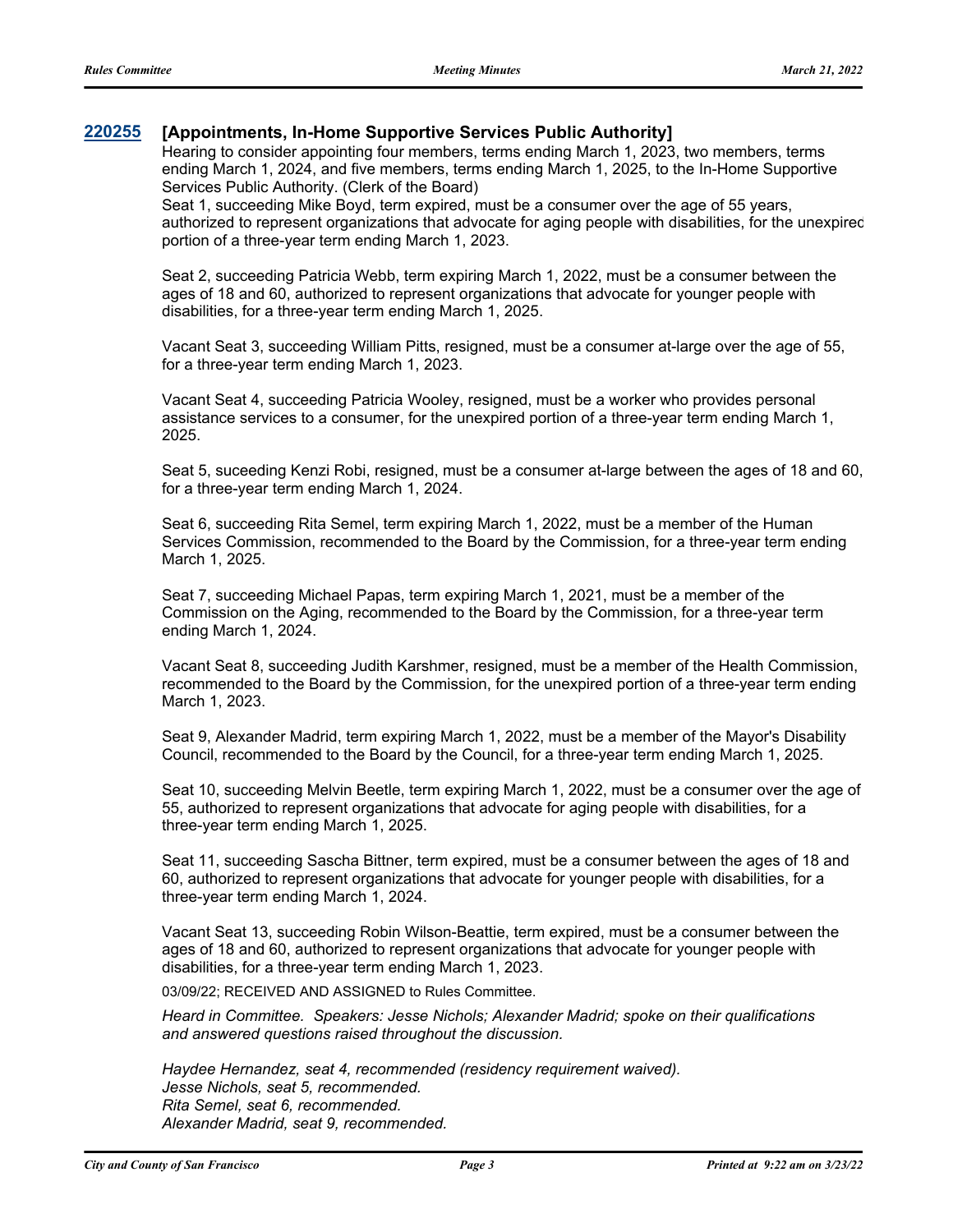**220255** **[Appointments, In-Home Supportive Services Public Authority]**

Hearing to consider appointing four members, terms ending March 1, 2023, two members, terms ending March 1, 2024, and five members, terms ending March 1, 2025, to the In-Home Supportive Services Public Authority. (Clerk of the Board)

Seat 1, succeeding Mike Boyd, term expired, must be a consumer over the age of 55 years, authorized to represent organizations that advocate for aging people with disabilities, for the unexpired portion of a three-year term ending March 1, 2023.

Seat 2, succeeding Patricia Webb, term expiring March 1, 2022, must be a consumer between the ages of 18 and 60, authorized to represent organizations that advocate for younger people with disabilities, for a three-year term ending March 1, 2025.

Vacant Seat 3, succeeding William Pitts, resigned, must be a consumer at-large over the age of 55, for a three-year term ending March 1, 2023.

Vacant Seat 4, succeeding Patricia Wooley, resigned, must be a worker who provides personal assistance services to a consumer, for the unexpired portion of a three-year term ending March 1, 2025.

Seat 5, suceeding Kenzi Robi, resigned, must be a consumer at-large between the ages of 18 and 60, for a three-year term ending March 1, 2024.

Seat 6, succeeding Rita Semel, term expiring March 1, 2022, must be a member of the Human Services Commission, recommended to the Board by the Commission, for a three-year term ending March 1, 2025.

Seat 7, succeeding Michael Papas, term expiring March 1, 2021, must be a member of the Commission on the Aging, recommended to the Board by the Commission, for a three-year term ending March 1, 2024.

Vacant Seat 8, succeeding Judith Karshmer, resigned, must be a member of the Health Commission, recommended to the Board by the Commission, for the unexpired portion of a three-year term ending March 1, 2023.

Seat 9, Alexander Madrid, term expiring March 1, 2022, must be a member of the Mayor's Disability Council, recommended to the Board by the Council, for a three-year term ending March 1, 2025.

Seat 10, succeeding Melvin Beetle, term expiring March 1, 2022, must be a consumer over the age of 55, authorized to represent organizations that advocate for aging people with disabilities, for a three-year term ending March 1, 2025.

Seat 11, succeeding Sascha Bittner, term expired, must be a consumer between the ages of 18 and 60, authorized to represent organizations that advocate for younger people with disabilities, for a three-year term ending March 1, 2024.

Vacant Seat 13, succeeding Robin Wilson-Beattie, term expired, must be a consumer between the ages of 18 and 60, authorized to represent organizations that advocate for younger people with disabilities, for a three-year term ending March 1, 2023.

03/09/22; RECEIVED AND ASSIGNED to Rules Committee.

*Heard in Committee. Speakers: Jesse Nichols; Alexander Madrid; spoke on their qualifications and answered questions raised throughout the discussion.*

*Haydee Hernandez, seat 4, recommended (residency requirement waived).*
*Jesse Nichols, seat 5, recommended.*
*Rita Semel, seat 6, recommended.*
*Alexander Madrid, seat 9, recommended.*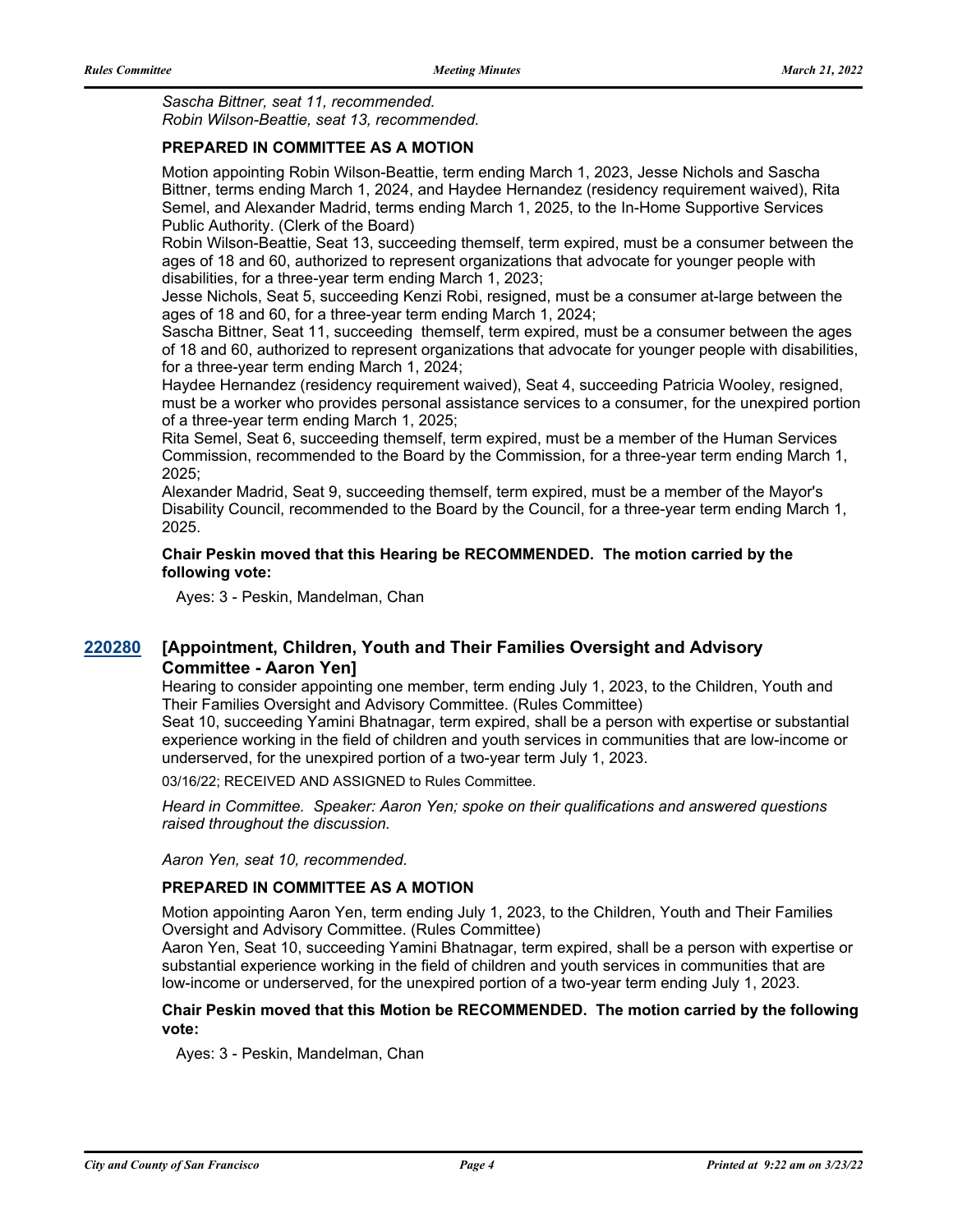*Sascha Bittner, seat 11, recommended.*
*Robin Wilson-Beattie, seat 13, recommended.*

**PREPARED IN COMMITTEE AS A MOTION**

Motion appointing Robin Wilson-Beattie, term ending March 1, 2023, Jesse Nichols and Sascha Bittner, terms ending March 1, 2024, and Haydee Hernandez (residency requirement waived), Rita Semel, and Alexander Madrid, terms ending March 1, 2025, to the In-Home Supportive Services Public Authority. (Clerk of the Board)

Robin Wilson-Beattie, Seat 13, succeeding themself, term expired, must be a consumer between the ages of 18 and 60, authorized to represent organizations that advocate for younger people with disabilities, for a three-year term ending March 1, 2023;

Jesse Nichols, Seat 5, succeeding Kenzi Robi, resigned, must be a consumer at-large between the ages of 18 and 60, for a three-year term ending March 1, 2024;

Sascha Bittner, Seat 11, succeeding themself, term expired, must be a consumer between the ages of 18 and 60, authorized to represent organizations that advocate for younger people with disabilities, for a three-year term ending March 1, 2024;

Haydee Hernandez (residency requirement waived), Seat 4, succeeding Patricia Wooley, resigned, must be a worker who provides personal assistance services to a consumer, for the unexpired portion of a three-year term ending March 1, 2025;

Rita Semel, Seat 6, succeeding themself, term expired, must be a member of the Human Services Commission, recommended to the Board by the Commission, for a three-year term ending March 1, 2025;

Alexander Madrid, Seat 9, succeeding themself, term expired, must be a member of the Mayor's Disability Council, recommended to the Board by the Council, for a three-year term ending March 1, 2025.

**Chair Peskin moved that this Hearing be RECOMMENDED. The motion carried by the following vote:**

Ayes: 3 - Peskin, Mandelman, Chan

## 220280 [Appointment, Children, Youth and Their Families Oversight and Advisory Committee - Aaron Yen]

Hearing to consider appointing one member, term ending July 1, 2023, to the Children, Youth and Their Families Oversight and Advisory Committee. (Rules Committee)

Seat 10, succeeding Yamini Bhatnagar, term expired, shall be a person with expertise or substantial experience working in the field of children and youth services in communities that are low-income or underserved, for the unexpired portion of a two-year term July 1, 2023.

03/16/22; RECEIVED AND ASSIGNED to Rules Committee.

*Heard in Committee. Speaker: Aaron Yen; spoke on their qualifications and answered questions raised throughout the discussion.*

*Aaron Yen, seat 10, recommended.*

**PREPARED IN COMMITTEE AS A MOTION**

Motion appointing Aaron Yen, term ending July 1, 2023, to the Children, Youth and Their Families Oversight and Advisory Committee. (Rules Committee)

Aaron Yen, Seat 10, succeeding Yamini Bhatnagar, term expired, shall be a person with expertise or substantial experience working in the field of children and youth services in communities that are low-income or underserved, for the unexpired portion of a two-year term ending July 1, 2023.

**Chair Peskin moved that this Motion be RECOMMENDED. The motion carried by the following vote:**

Ayes: 3 - Peskin, Mandelman, Chan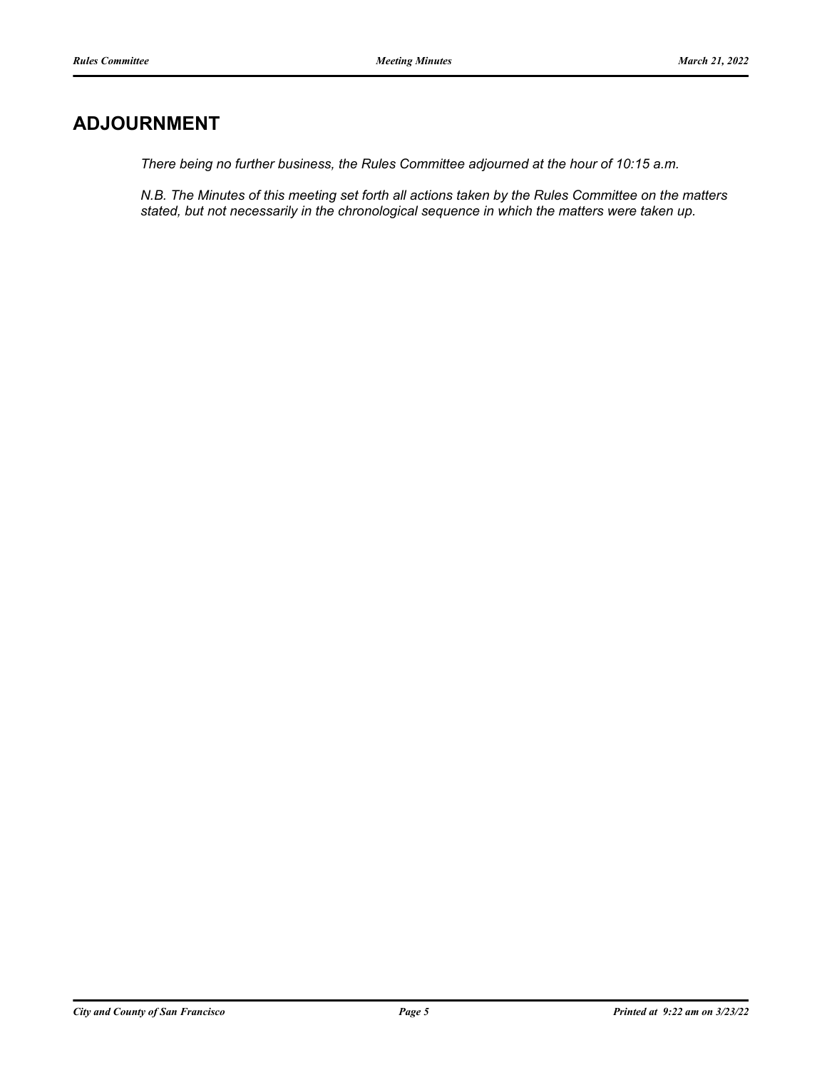## ADJOURNMENT

*There being no further business, the Rules Committee adjourned at the hour of 10:15 a.m.*

*N.B. The Minutes of this meeting set forth all actions taken by the Rules Committee on the matters stated, but not necessarily in the chronological sequence in which the matters were taken up.*